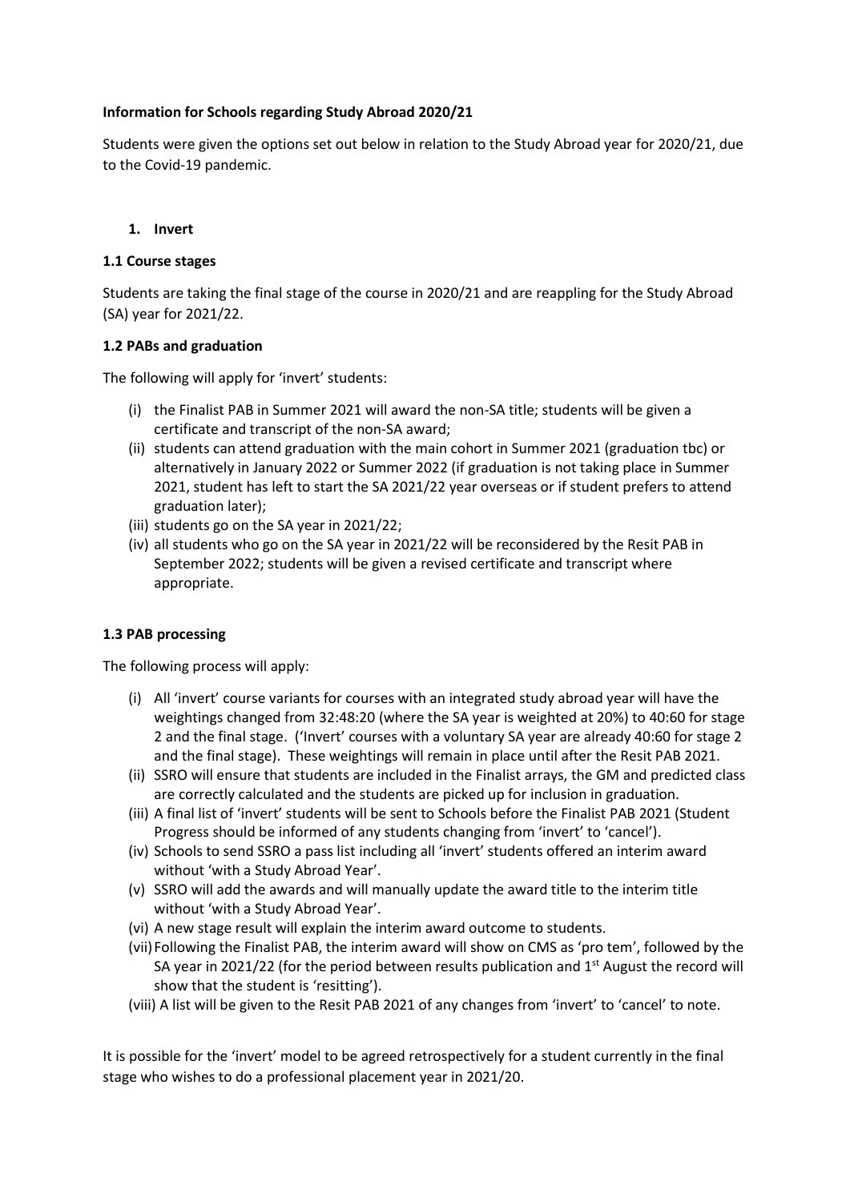**Information for Schools regarding Study Abroad 2020/21**

Students were given the options set out below in relation to the Study Abroad year for 2020/21, due to the Covid-19 pandemic.

1. **Invert**

**1.1 Course stages**

Students are taking the final stage of the course in 2020/21 and are reappling for the Study Abroad (SA) year for 2021/22.

**1.2 PABs and graduation**

The following will apply for 'invert' students:

- (i) the Finalist PAB in Summer 2021 will award the non-SA title; students will be given a certificate and transcript of the non-SA award;
- (ii) students can attend graduation with the main cohort in Summer 2021 (graduation tbc) or alternatively in January 2022 or Summer 2022 (if graduation is not taking place in Summer 2021, student has left to start the SA 2021/22 year overseas or if student prefers to attend graduation later);
- (iii) students go on the SA year in 2021/22;
- (iv) all students who go on the SA year in 2021/22 will be reconsidered by the Resit PAB in September 2022; students will be given a revised certificate and transcript where appropriate.

**1.3 PAB processing**

The following process will apply:

- (i) All 'invert' course variants for courses with an integrated study abroad year will have the weightings changed from 32:48:20 (where the SA year is weighted at 20%) to 40:60 for stage 2 and the final stage. ('Invert' courses with a voluntary SA year are already 40:60 for stage 2 and the final stage). These weightings will remain in place until after the Resit PAB 2021.
- (ii) SSRO will ensure that students are included in the Finalist arrays, the GM and predicted class are correctly calculated and the students are picked up for inclusion in graduation.
- (iii) A final list of 'invert' students will be sent to Schools before the Finalist PAB 2021 (Student Progress should be informed of any students changing from 'invert' to 'cancel').
- (iv) Schools to send SSRO a pass list including all 'invert' students offered an interim award without 'with a Study Abroad Year'.
- (v) SSRO will add the awards and will manually update the award title to the interim title without 'with a Study Abroad Year'.
- (vi) A new stage result will explain the interim award outcome to students.
- (vii) Following the Finalist PAB, the interim award will show on CMS as 'pro tem', followed by the SA year in 2021/22 (for the period between results publication and 1st August the record will show that the student is 'resitting').
- (viii) A list will be given to the Resit PAB 2021 of any changes from 'invert' to 'cancel' to note.

It is possible for the 'invert' model to be agreed retrospectively for a student currently in the final stage who wishes to do a professional placement year in 2021/20.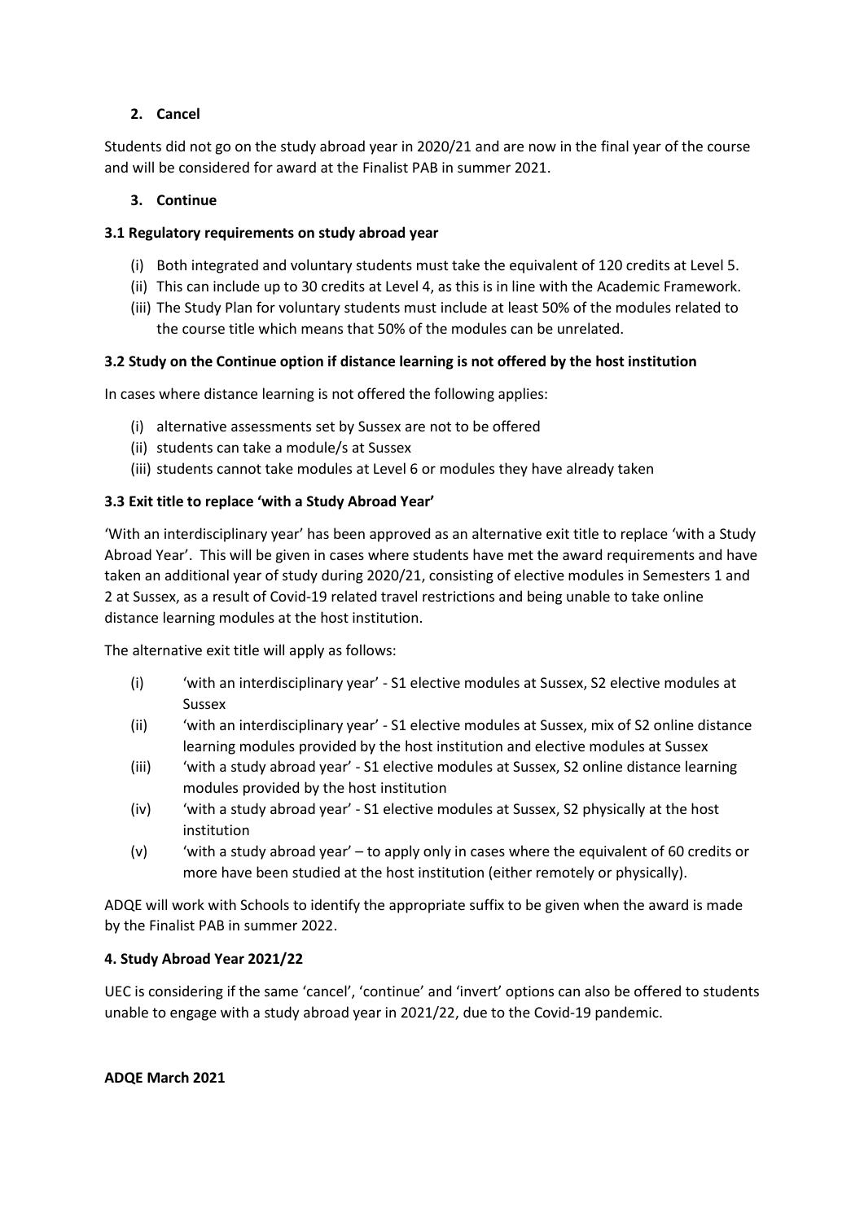## 2. Cancel

Students did not go on the study abroad year in 2020/21 and are now in the final year of the course and will be considered for award at the Finalist PAB in summer 2021.

## 3. Continue

### 3.1 Regulatory requirements on study abroad year

(i) Both integrated and voluntary students must take the equivalent of 120 credits at Level 5.
(ii) This can include up to 30 credits at Level 4, as this is in line with the Academic Framework.
(iii) The Study Plan for voluntary students must include at least 50% of the modules related to the course title which means that 50% of the modules can be unrelated.

### 3.2 Study on the Continue option if distance learning is not offered by the host institution

In cases where distance learning is not offered the following applies:

(i) alternative assessments set by Sussex are not to be offered
(ii) students can take a module/s at Sussex
(iii) students cannot take modules at Level 6 or modules they have already taken

### 3.3 Exit title to replace 'with a Study Abroad Year'

'With an interdisciplinary year' has been approved as an alternative exit title to replace 'with a Study Abroad Year'. This will be given in cases where students have met the award requirements and have taken an additional year of study during 2020/21, consisting of elective modules in Semesters 1 and 2 at Sussex, as a result of Covid-19 related travel restrictions and being unable to take online distance learning modules at the host institution.

The alternative exit title will apply as follows:

(i) 'with an interdisciplinary year' - S1 elective modules at Sussex, S2 elective modules at Sussex
(ii) 'with an interdisciplinary year' - S1 elective modules at Sussex, mix of S2 online distance learning modules provided by the host institution and elective modules at Sussex
(iii) 'with a study abroad year' - S1 elective modules at Sussex, S2 online distance learning modules provided by the host institution
(iv) 'with a study abroad year' - S1 elective modules at Sussex, S2 physically at the host institution
(v) 'with a study abroad year' – to apply only in cases where the equivalent of 60 credits or more have been studied at the host institution (either remotely or physically).

ADQE will work with Schools to identify the appropriate suffix to be given when the award is made by the Finalist PAB in summer 2022.

## 4. Study Abroad Year 2021/22

UEC is considering if the same 'cancel', 'continue' and 'invert' options can also be offered to students unable to engage with a study abroad year in 2021/22, due to the Covid-19 pandemic.

**ADQE March 2021**